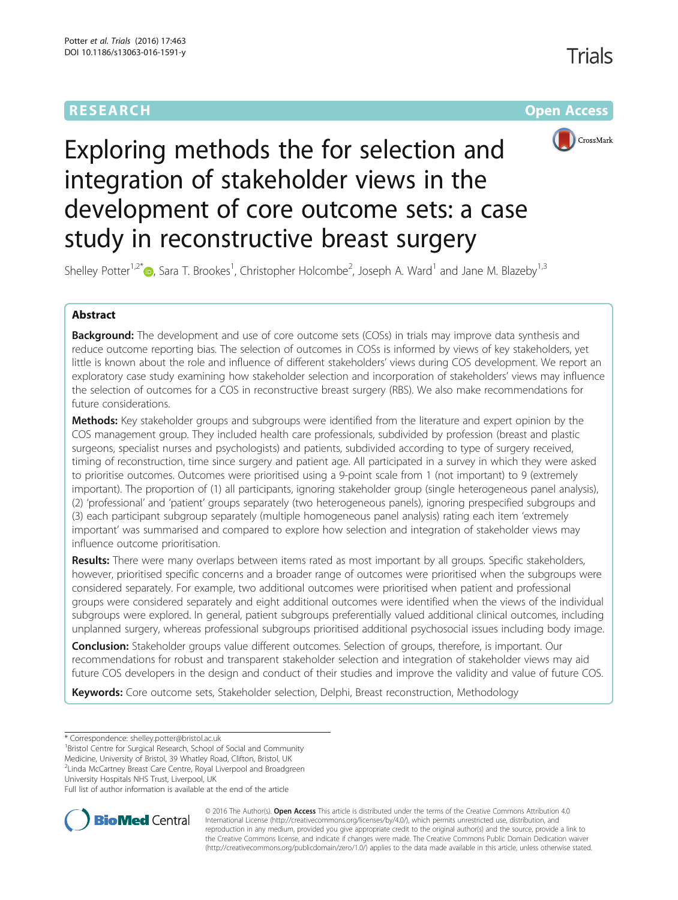RESEARCH Open Access

# Exploring methods the for selection and integration of stakeholder views in the development of core outcome sets: a case study in reconstructive breast surgery

Shelley Potter[1,2*], Sara T. Brookes[1], Christopher Holcombe[2], Joseph A. Ward[1] and Jane M. Blazeby[1,3]

## Abstract

**Background:** The development and use of core outcome sets (COSs) in trials may improve data synthesis and reduce outcome reporting bias. The selection of outcomes in COSs is informed by views of key stakeholders, yet little is known about the role and influence of different stakeholders' views during COS development. We report an exploratory case study examining how stakeholder selection and incorporation of stakeholders' views may influence the selection of outcomes for a COS in reconstructive breast surgery (RBS). We also make recommendations for future considerations.

**Methods:** Key stakeholder groups and subgroups were identified from the literature and expert opinion by the COS management group. They included health care professionals, subdivided by profession (breast and plastic surgeons, specialist nurses and psychologists) and patients, subdivided according to type of surgery received, timing of reconstruction, time since surgery and patient age. All participated in a survey in which they were asked to prioritise outcomes. Outcomes were prioritised using a 9-point scale from 1 (not important) to 9 (extremely important). The proportion of (1) all participants, ignoring stakeholder group (single heterogeneous panel analysis), (2) 'professional' and 'patient' groups separately (two heterogeneous panels), ignoring prespecified subgroups and (3) each participant subgroup separately (multiple homogeneous panel analysis) rating each item 'extremely important' was summarised and compared to explore how selection and integration of stakeholder views may influence outcome prioritisation.

**Results:** There were many overlaps between items rated as most important by all groups. Specific stakeholders, however, prioritised specific concerns and a broader range of outcomes were prioritised when the subgroups were considered separately. For example, two additional outcomes were prioritised when patient and professional groups were considered separately and eight additional outcomes were identified when the views of the individual subgroups were explored. In general, patient subgroups preferentially valued additional clinical outcomes, including unplanned surgery, whereas professional subgroups prioritised additional psychosocial issues including body image.

**Conclusion:** Stakeholder groups value different outcomes. Selection of groups, therefore, is important. Our recommendations for robust and transparent stakeholder selection and integration of stakeholder views may aid future COS developers in the design and conduct of their studies and improve the validity and value of future COS.

**Keywords:** Core outcome sets, Stakeholder selection, Delphi, Breast reconstruction, Methodology

\* Correspondence: shelley.potter@bristol.ac.uk
[1]Bristol Centre for Surgical Research, School of Social and Community Medicine, University of Bristol, 39 Whatley Road, Clifton, Bristol, UK
[2]Linda McCartney Breast Care Centre, Royal Liverpool and Broadgreen University Hospitals NHS Trust, Liverpool, UK
Full list of author information is available at the end of the article

© 2016 The Author(s). **Open Access** This article is distributed under the terms of the Creative Commons Attribution 4.0 International License (http://creativecommons.org/licenses/by/4.0/), which permits unrestricted use, distribution, and reproduction in any medium, provided you give appropriate credit to the original author(s) and the source, provide a link to the Creative Commons license, and indicate if changes were made. The Creative Commons Public Domain Dedication waiver (http://creativecommons.org/publicdomain/zero/1.0/) applies to the data made available in this article, unless otherwise stated.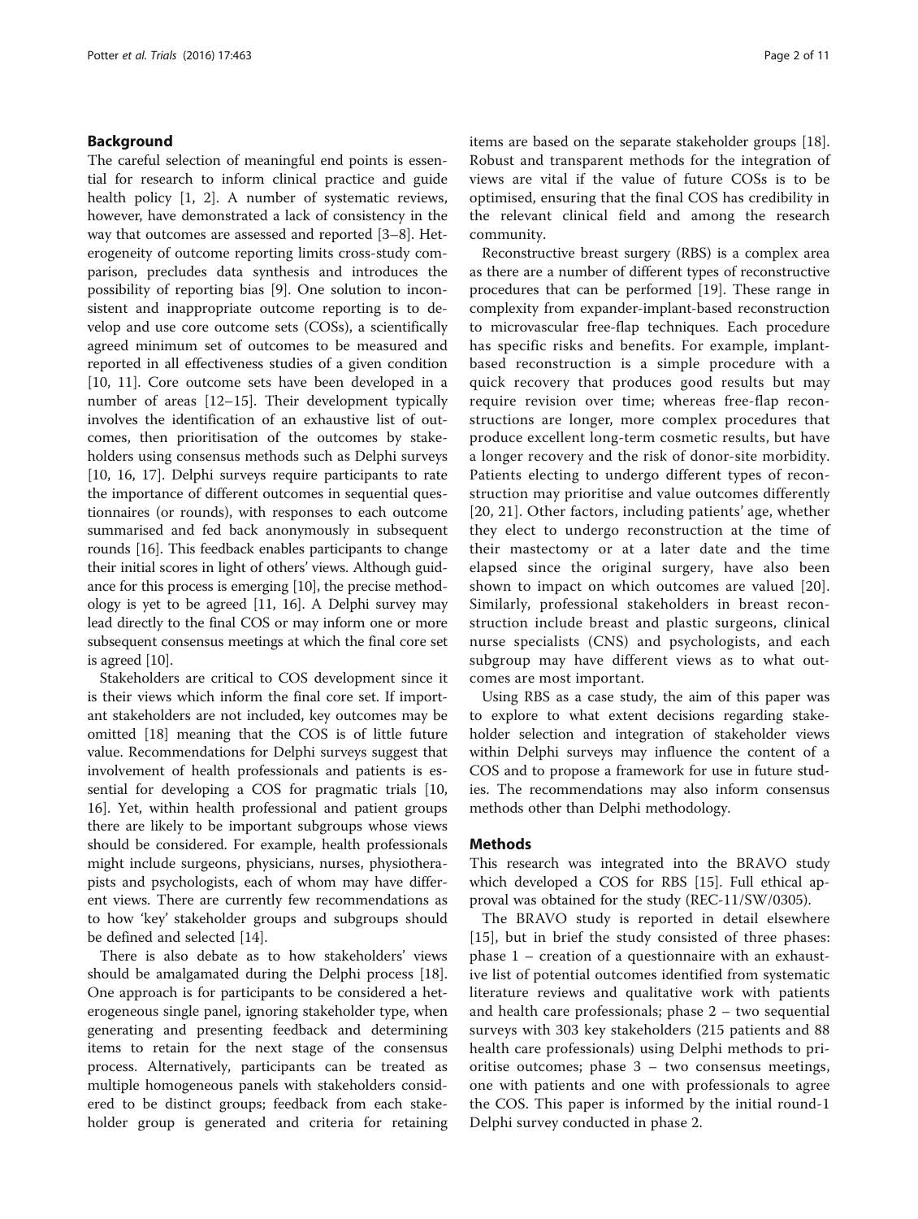## Background

The careful selection of meaningful end points is essential for research to inform clinical practice and guide health policy [1, 2]. A number of systematic reviews, however, have demonstrated a lack of consistency in the way that outcomes are assessed and reported [3–8]. Heterogeneity of outcome reporting limits cross-study comparison, precludes data synthesis and introduces the possibility of reporting bias [9]. One solution to inconsistent and inappropriate outcome reporting is to develop and use core outcome sets (COSs), a scientifically agreed minimum set of outcomes to be measured and reported in all effectiveness studies of a given condition [10, 11]. Core outcome sets have been developed in a number of areas [12–15]. Their development typically involves the identification of an exhaustive list of outcomes, then prioritisation of the outcomes by stakeholders using consensus methods such as Delphi surveys [10, 16, 17]. Delphi surveys require participants to rate the importance of different outcomes in sequential questionnaires (or rounds), with responses to each outcome summarised and fed back anonymously in subsequent rounds [16]. This feedback enables participants to change their initial scores in light of others' views. Although guidance for this process is emerging [10], the precise methodology is yet to be agreed [11, 16]. A Delphi survey may lead directly to the final COS or may inform one or more subsequent consensus meetings at which the final core set is agreed [10].

Stakeholders are critical to COS development since it is their views which inform the final core set. If important stakeholders are not included, key outcomes may be omitted [18] meaning that the COS is of little future value. Recommendations for Delphi surveys suggest that involvement of health professionals and patients is essential for developing a COS for pragmatic trials [10, 16]. Yet, within health professional and patient groups there are likely to be important subgroups whose views should be considered. For example, health professionals might include surgeons, physicians, nurses, physiotherapists and psychologists, each of whom may have different views. There are currently few recommendations as to how 'key' stakeholder groups and subgroups should be defined and selected [14].

There is also debate as to how stakeholders' views should be amalgamated during the Delphi process [18]. One approach is for participants to be considered a heterogeneous single panel, ignoring stakeholder type, when generating and presenting feedback and determining items to retain for the next stage of the consensus process. Alternatively, participants can be treated as multiple homogeneous panels with stakeholders considered to be distinct groups; feedback from each stakeholder group is generated and criteria for retaining items are based on the separate stakeholder groups [18]. Robust and transparent methods for the integration of views are vital if the value of future COSs is to be optimised, ensuring that the final COS has credibility in the relevant clinical field and among the research community.

Reconstructive breast surgery (RBS) is a complex area as there are a number of different types of reconstructive procedures that can be performed [19]. These range in complexity from expander-implant-based reconstruction to microvascular free-flap techniques. Each procedure has specific risks and benefits. For example, implant-based reconstruction is a simple procedure with a quick recovery that produces good results but may require revision over time; whereas free-flap reconstructions are longer, more complex procedures that produce excellent long-term cosmetic results, but have a longer recovery and the risk of donor-site morbidity. Patients electing to undergo different types of reconstruction may prioritise and value outcomes differently [20, 21]. Other factors, including patients' age, whether they elect to undergo reconstruction at the time of their mastectomy or at a later date and the time elapsed since the original surgery, have also been shown to impact on which outcomes are valued [20]. Similarly, professional stakeholders in breast reconstruction include breast and plastic surgeons, clinical nurse specialists (CNS) and psychologists, and each subgroup may have different views as to what outcomes are most important.

Using RBS as a case study, the aim of this paper was to explore to what extent decisions regarding stakeholder selection and integration of stakeholder views within Delphi surveys may influence the content of a COS and to propose a framework for use in future studies. The recommendations may also inform consensus methods other than Delphi methodology.

## Methods

This research was integrated into the BRAVO study which developed a COS for RBS [15]. Full ethical approval was obtained for the study (REC-11/SW/0305).

The BRAVO study is reported in detail elsewhere [15], but in brief the study consisted of three phases: phase 1 – creation of a questionnaire with an exhaustive list of potential outcomes identified from systematic literature reviews and qualitative work with patients and health care professionals; phase 2 – two sequential surveys with 303 key stakeholders (215 patients and 88 health care professionals) using Delphi methods to prioritise outcomes; phase 3 – two consensus meetings, one with patients and one with professionals to agree the COS. This paper is informed by the initial round-1 Delphi survey conducted in phase 2.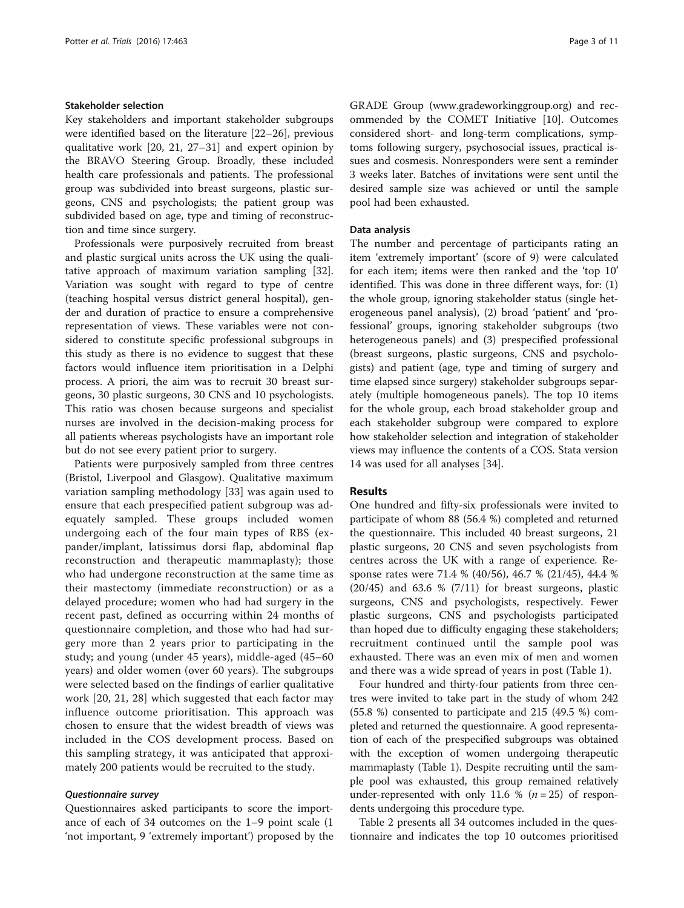### Stakeholder selection

Key stakeholders and important stakeholder subgroups were identified based on the literature [22–26], previous qualitative work [20, 21, 27–31] and expert opinion by the BRAVO Steering Group. Broadly, these included health care professionals and patients. The professional group was subdivided into breast surgeons, plastic surgeons, CNS and psychologists; the patient group was subdivided based on age, type and timing of reconstruction and time since surgery.

Professionals were purposively recruited from breast and plastic surgical units across the UK using the qualitative approach of maximum variation sampling [32]. Variation was sought with regard to type of centre (teaching hospital versus district general hospital), gender and duration of practice to ensure a comprehensive representation of views. These variables were not considered to constitute specific professional subgroups in this study as there is no evidence to suggest that these factors would influence item prioritisation in a Delphi process. A priori, the aim was to recruit 30 breast surgeons, 30 plastic surgeons, 30 CNS and 10 psychologists. This ratio was chosen because surgeons and specialist nurses are involved in the decision-making process for all patients whereas psychologists have an important role but do not see every patient prior to surgery.

Patients were purposively sampled from three centres (Bristol, Liverpool and Glasgow). Qualitative maximum variation sampling methodology [33] was again used to ensure that each prespecified patient subgroup was adequately sampled. These groups included women undergoing each of the four main types of RBS (expander/implant, latissimus dorsi flap, abdominal flap reconstruction and therapeutic mammaplasty); those who had undergone reconstruction at the same time as their mastectomy (immediate reconstruction) or as a delayed procedure; women who had had surgery in the recent past, defined as occurring within 24 months of questionnaire completion, and those who had had surgery more than 2 years prior to participating in the study; and young (under 45 years), middle-aged (45–60 years) and older women (over 60 years). The subgroups were selected based on the findings of earlier qualitative work [20, 21, 28] which suggested that each factor may influence outcome prioritisation. This approach was chosen to ensure that the widest breadth of views was included in the COS development process. Based on this sampling strategy, it was anticipated that approximately 200 patients would be recruited to the study.

#### *Questionnaire survey*

Questionnaires asked participants to score the importance of each of 34 outcomes on the 1–9 point scale (1 'not important, 9 'extremely important') proposed by the GRADE Group (www.gradeworkinggroup.org) and recommended by the COMET Initiative [10]. Outcomes considered short- and long-term complications, symptoms following surgery, psychosocial issues, practical issues and cosmesis. Nonresponders were sent a reminder 3 weeks later. Batches of invitations were sent until the desired sample size was achieved or until the sample pool had been exhausted.

### Data analysis

The number and percentage of participants rating an item 'extremely important' (score of 9) were calculated for each item; items were then ranked and the 'top 10' identified. This was done in three different ways, for: (1) the whole group, ignoring stakeholder status (single heterogeneous panel analysis), (2) broad 'patient' and 'professional' groups, ignoring stakeholder subgroups (two heterogeneous panels) and (3) prespecified professional (breast surgeons, plastic surgeons, CNS and psychologists) and patient (age, type and timing of surgery and time elapsed since surgery) stakeholder subgroups separately (multiple homogeneous panels). The top 10 items for the whole group, each broad stakeholder group and each stakeholder subgroup were compared to explore how stakeholder selection and integration of stakeholder views may influence the contents of a COS. Stata version 14 was used for all analyses [34].

## Results

One hundred and fifty-six professionals were invited to participate of whom 88 (56.4 %) completed and returned the questionnaire. This included 40 breast surgeons, 21 plastic surgeons, 20 CNS and seven psychologists from centres across the UK with a range of experience. Response rates were 71.4 % (40/56), 46.7 % (21/45), 44.4 % (20/45) and 63.6 % (7/11) for breast surgeons, plastic surgeons, CNS and psychologists, respectively. Fewer plastic surgeons, CNS and psychologists participated than hoped due to difficulty engaging these stakeholders; recruitment continued until the sample pool was exhausted. There was an even mix of men and women and there was a wide spread of years in post (Table 1).

Four hundred and thirty-four patients from three centres were invited to take part in the study of whom 242 (55.8 %) consented to participate and 215 (49.5 %) completed and returned the questionnaire. A good representation of each of the prespecified subgroups was obtained with the exception of women undergoing therapeutic mammaplasty (Table 1). Despite recruiting until the sample pool was exhausted, this group remained relatively under-represented with only 11.6 % ($n = 25$) of respondents undergoing this procedure type.

Table 2 presents all 34 outcomes included in the questionnaire and indicates the top 10 outcomes prioritised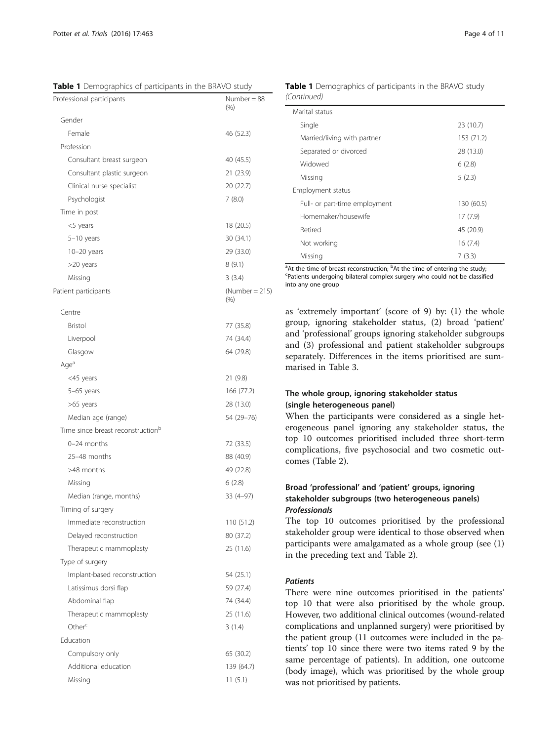**Table 1** Demographics of participants in the BRAVO study

| Professional participants | Number = 88 (%) |
|---|---|
| Gender | |
| Female | 46 (52.3) |
| Profession | |
| Consultant breast surgeon | 40 (45.5) |
| Consultant plastic surgeon | 21 (23.9) |
| Clinical nurse specialist | 20 (22.7) |
| Psychologist | 7 (8.0) |
| Time in post | |
| <5 years | 18 (20.5) |
| 5–10 years | 30 (34.1) |
| 10–20 years | 29 (33.0) |
| >20 years | 8 (9.1) |
| Missing | 3 (3.4) |
| Patient participants | (Number = 215) (%) |
| Centre | |
| Bristol | 77 (35.8) |
| Liverpool | 74 (34.4) |
| Glasgow | 64 (29.8) |
| Age[a] | |
| <45 years | 21 (9.8) |
| 5–65 years | 166 (77.2) |
| >65 years | 28 (13.0) |
| Median age (range) | 54 (29–76) |
| Time since breast reconstruction[b] | |
| 0–24 months | 72 (33.5) |
| 25–48 months | 88 (40.9) |
| >48 months | 49 (22.8) |
| Missing | 6 (2.8) |
| Median (range, months) | 33 (4–97) |
| Timing of surgery | |
| Immediate reconstruction | 110 (51.2) |
| Delayed reconstruction | 80 (37.2) |
| Therapeutic mammoplasty | 25 (11.6) |
| Type of surgery | |
| Implant-based reconstruction | 54 (25.1) |
| Latissimus dorsi flap | 59 (27.4) |
| Abdominal flap | 74 (34.4) |
| Therapeutic mammoplasty | 25 (11.6) |
| Other[c] | 3 (1.4) |
| Education | |
| Compulsory only | 65 (30.2) |
| Additional education | 139 (64.7) |
| Missing | 11 (5.1) |
| Marital status | |
| Single | 23 (10.7) |
| Married/living with partner | 153 (71.2) |
| Separated or divorced | 28 (13.0) |
| Widowed | 6 (2.8) |
| Missing | 5 (2.3) |
| Employment status | |
| Full- or part-time employment | 130 (60.5) |
| Homemaker/housewife | 17 (7.9) |
| Retired | 45 (20.9) |
| Not working | 16 (7.4) |
| Missing | 7 (3.3) |

[a]At the time of breast reconstruction; [b]At the time of entering the study; [c]Patients undergoing bilateral complex surgery who could not be classified into any one group

as 'extremely important' (score of 9) by: (1) the whole group, ignoring stakeholder status, (2) broad 'patient' and 'professional' groups ignoring stakeholder subgroups and (3) professional and patient stakeholder subgroups separately. Differences in the items prioritised are summarised in Table 3.

### The whole group, ignoring stakeholder status (single heterogeneous panel)

When the participants were considered as a single heterogeneous panel ignoring any stakeholder status, the top 10 outcomes prioritised included three short-term complications, five psychosocial and two cosmetic outcomes (Table 2).

### Broad 'professional' and 'patient' groups, ignoring stakeholder subgroups (two heterogeneous panels)

#### *Professionals*

The top 10 outcomes prioritised by the professional stakeholder group were identical to those observed when participants were amalgamated as a whole group (see (1) in the preceding text and Table 2).

#### *Patients*

There were nine outcomes prioritised in the patients' top 10 that were also prioritised by the whole group. However, two additional clinical outcomes (wound-related complications and unplanned surgery) were prioritised by the patient group (11 outcomes were included in the patients' top 10 since there were two items rated 9 by the same percentage of patients). In addition, one outcome (body image), which was prioritised by the whole group was not prioritised by patients.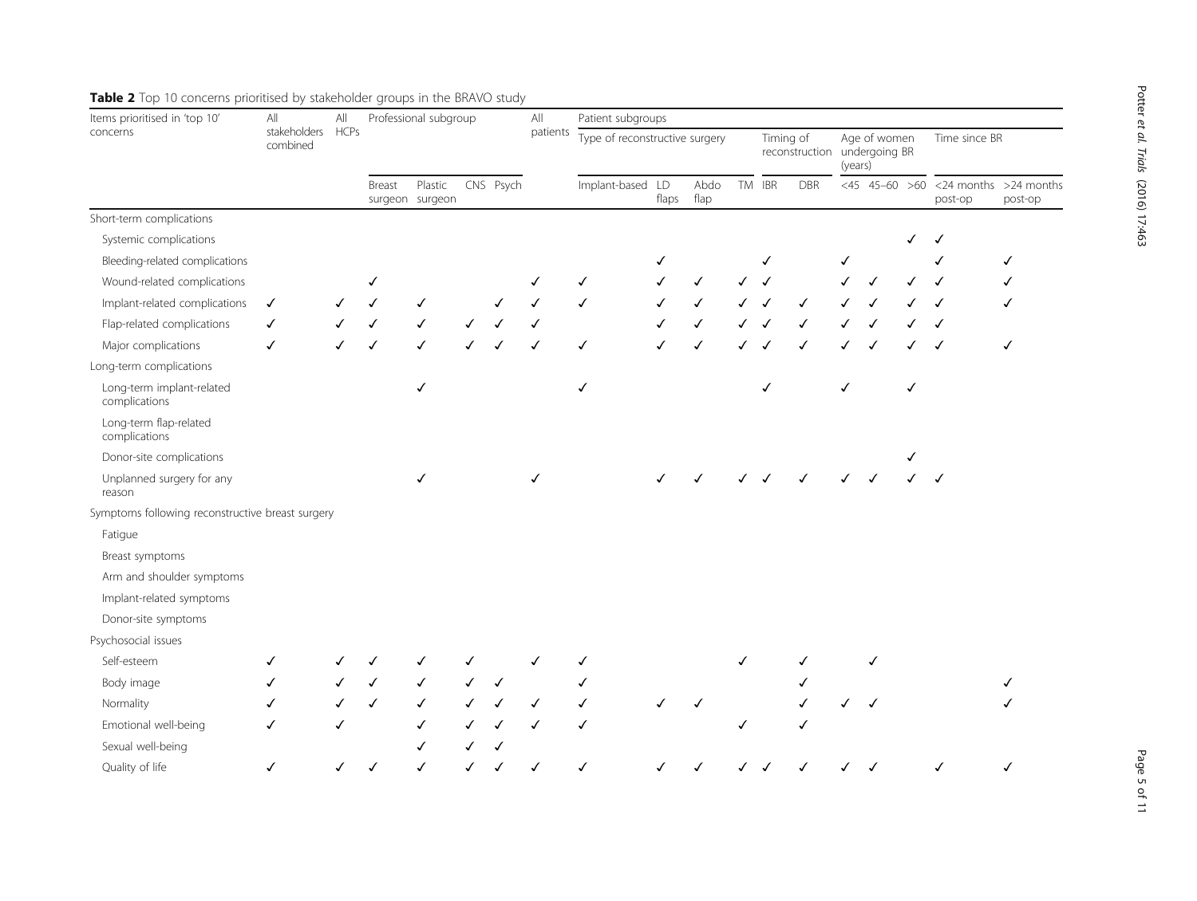**Table 2** Top 10 concerns prioritised by stakeholder groups in the BRAVO study

| Items prioritised in 'top 10' concerns | All stakeholders combined | All HCPs | Professional subgroup | | | | All patients | Patient subgroups | | | | | | | | | | |
|---|---|---|---|---|---|---|---|---|---|---|---|---|---|---|---|---|---|---|
| | | | | | | | | Type of reconstructive surgery | | | | Timing of reconstruction | | Age of women undergoing BR (years) | | | Time since BR | |
| | | | Breast surgeon | Plastic surgeon | CNS | Psych | | Implant-based | LD flaps | Abdo flap | TM | IBR | DBR | <45 | 45–60 | >60 | <24 months post-op | >24 months post-op |
| **Short-term complications** | | | | | | | | | | | | | | | | | | |
| Systemic complications | | | | | | | | | | | | | | | | ✓ | ✓ | |
| Bleeding-related complications | | | | | | | | | ✓ | | | ✓ | | ✓ | | | ✓ | ✓ |
| Wound-related complications | | | ✓ | | | | ✓ | ✓ | ✓ | ✓ | ✓ | ✓ | | ✓ | ✓ | ✓ | ✓ | ✓ |
| Implant-related complications | ✓ | ✓ | ✓ | ✓ | | ✓ | ✓ | ✓ | ✓ | ✓ | ✓ | ✓ | ✓ | ✓ | ✓ | ✓ | ✓ | ✓ |
| Flap-related complications | ✓ | ✓ | ✓ | ✓ | ✓ | ✓ | ✓ | | ✓ | ✓ | ✓ | ✓ | ✓ | ✓ | ✓ | ✓ | ✓ | |
| Major complications | ✓ | ✓ | ✓ | ✓ | ✓ | ✓ | ✓ | ✓ | ✓ | ✓ | ✓ | ✓ | ✓ | ✓ | ✓ | ✓ | ✓ | ✓ |
| **Long-term complications** | | | | | | | | | | | | | | | | | | |
| Long-term implant-related complications | | | | ✓ | | | | ✓ | | | | ✓ | | ✓ | | ✓ | | |
| Long-term flap-related complications | | | | | | | | | | | | | | | | | | |
| Donor-site complications | | | | | | | | | | | | | | | | ✓ | | |
| Unplanned surgery for any reason | | | | ✓ | | | ✓ | | ✓ | ✓ | ✓ | ✓ | ✓ | ✓ | ✓ | ✓ | ✓ | |
| **Symptoms following reconstructive breast surgery** | | | | | | | | | | | | | | | | | | |
| Fatigue | | | | | | | | | | | | | | | | | | |
| Breast symptoms | | | | | | | | | | | | | | | | | | |
| Arm and shoulder symptoms | | | | | | | | | | | | | | | | | | |
| Implant-related symptoms | | | | | | | | | | | | | | | | | | |
| Donor-site symptoms | | | | | | | | | | | | | | | | | | |
| **Psychosocial issues** | | | | | | | | | | | | | | | | | | |
| Self-esteem | ✓ | ✓ | ✓ | ✓ | ✓ | | ✓ | ✓ | | | ✓ | | ✓ | | ✓ | | | |
| Body image | ✓ | ✓ | ✓ | ✓ | ✓ | ✓ | | ✓ | | | | | ✓ | | | | | ✓ |
| Normality | ✓ | ✓ | ✓ | ✓ | ✓ | ✓ | ✓ | ✓ | ✓ | ✓ | | | ✓ | ✓ | ✓ | | | ✓ |
| Emotional well-being | ✓ | ✓ | | ✓ | ✓ | ✓ | ✓ | ✓ | | | ✓ | | ✓ | | | | | |
| Sexual well-being | | | | ✓ | ✓ | ✓ | | | | | | | | | | | | |
| Quality of life | ✓ | ✓ | ✓ | ✓ | ✓ | ✓ | ✓ | ✓ | ✓ | ✓ | ✓ | ✓ | ✓ | ✓ | ✓ | | ✓ | ✓ |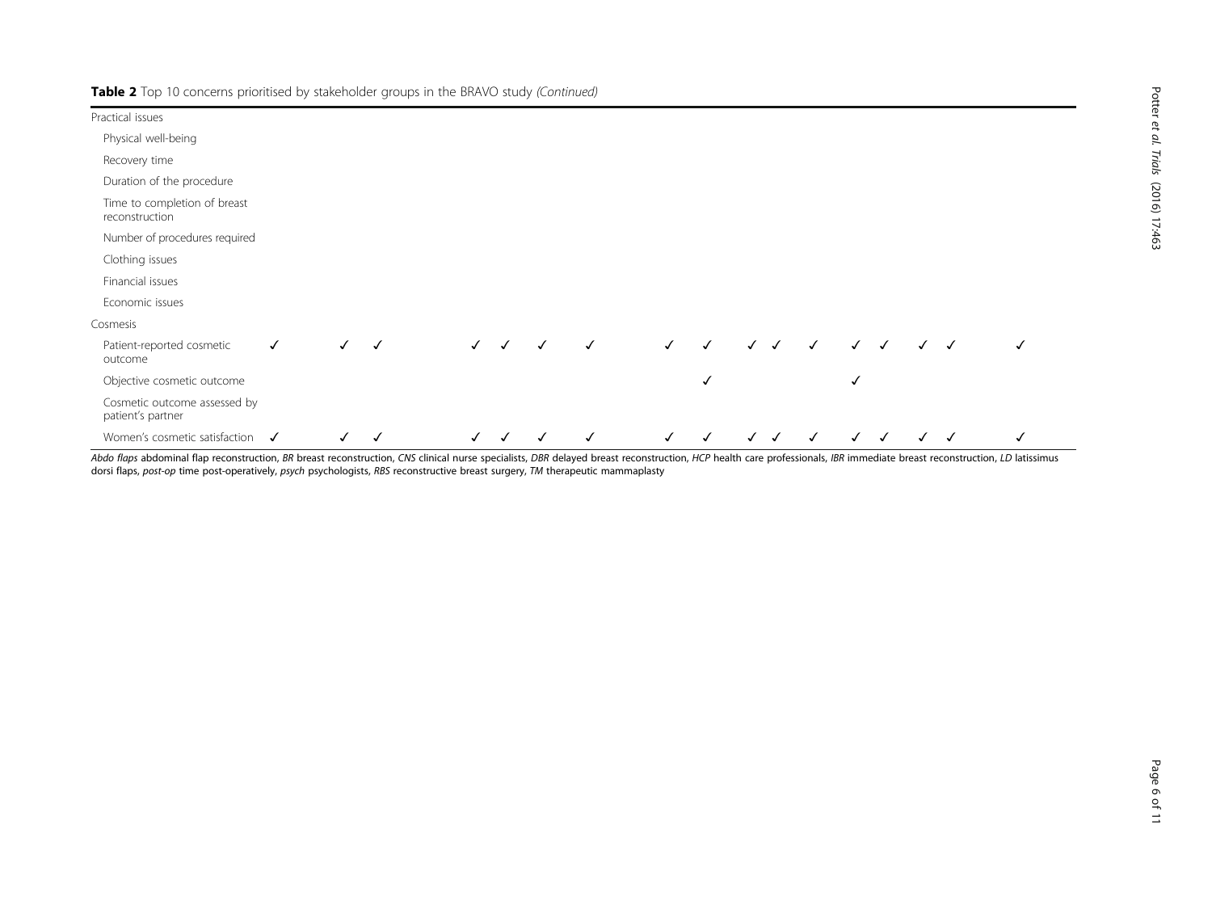**Table 2** Top 10 concerns prioritised by stakeholder groups in the BRAVO study *(Continued)*

| | | | | | | | | | | | | | | | | | |
|---|---|---|---|---|---|---|---|---|---|---|---|---|---|---|---|---|---|
| Practical issues | | | | | | | | | | | | | | | | | |
| Physical well-being | | | | | | | | | | | | | | | | | |
| Recovery time | | | | | | | | | | | | | | | | | |
| Duration of the procedure | | | | | | | | | | | | | | | | | |
| Time to completion of breast reconstruction | | | | | | | | | | | | | | | | | |
| Number of procedures required | | | | | | | | | | | | | | | | | |
| Clothing issues | | | | | | | | | | | | | | | | | |
| Financial issues | | | | | | | | | | | | | | | | | |
| Economic issues | | | | | | | | | | | | | | | | | |
| Cosmesis | | | | | | | | | | | | | | | | | |
| Patient-reported cosmetic outcome | ✓ | ✓ | ✓ | ✓ | ✓ | ✓ | ✓ | ✓ | ✓ | ✓ | ✓ | ✓ | ✓ | ✓ | ✓ | ✓ | ✓ |
| Objective cosmetic outcome | | | | | | | | | ✓ | | | | ✓ | | | | |
| Cosmetic outcome assessed by patient's partner | | | | | | | | | | | | | | | | | |
| Women's cosmetic satisfaction | ✓ | ✓ | ✓ | ✓ | ✓ | ✓ | ✓ | ✓ | ✓ | ✓ | ✓ | ✓ | ✓ | ✓ | ✓ | ✓ | ✓ |

*Abdo flaps* abdominal flap reconstruction, *BR* breast reconstruction, *CNS* clinical nurse specialists, *DBR* delayed breast reconstruction, *HCP* health care professionals, *IBR* immediate breast reconstruction, *LD* latissimus dorsi flaps, *post-op* time post-operatively, *psych* psychologists, *RBS* reconstructive breast surgery, *TM* therapeutic mammaplasty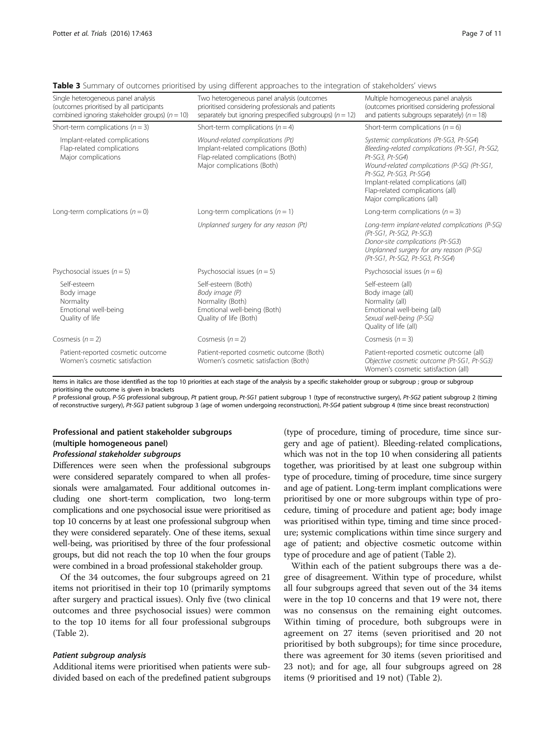**Table 3** Summary of outcomes prioritised by using different approaches to the integration of stakeholders' views

| Single heterogeneous panel analysis (outcomes prioritised by all participants combined ignoring stakeholder groups) ($n = 10$) | Two heterogeneous panel analysis (outcomes prioritised considering professionals and patients separately but ignoring prespecified subgroups) ($n = 12$) | Multiple homogeneous panel analysis (outcomes prioritised considering professional and patients subgroups separately) ($n = 18$) |
|---|---|---|
| Short-term complications ($n = 3$) | Short-term complications ($n = 4$) | Short-term complications ($n = 6$) |
| Implant-related complications<br>Flap-related complications<br>Major complications | *Wound-related complications (Pt)*<br>Implant-related complications (Both)<br>Flap-related complications (Both)<br>Major complications (Both) | *Systemic complications (Pt-SG3, Pt-SG4)*<br>*Bleeding-related complications (Pt-SG1, Pt-SG2, Pt-SG3, Pt-SG4)*<br>*Wound-related complications (P-SG) (Pt-SG1, Pt-SG2, Pt-SG3, Pt-SG4)*<br>Implant-related complications (all)<br>Flap-related complications (all)<br>Major complications (all) |
| Long-term complications ($n = 0$) | Long-term complications ($n = 1$) | Long-term complications ($n = 3$) |
| | *Unplanned surgery for any reason (Pt)* | *Long-term implant-related complications (P-SG) (Pt-SG1, Pt-SG2, Pt-SG3)*<br>*Donor-site complications (Pt-SG3)*<br>*Unplanned surgery for any reason (P-SG) (Pt-SG1, Pt-SG2, Pt-SG3, Pt-SG4)* |
| Psychosocial issues ($n = 5$) | Psychosocial issues ($n = 5$) | Psychosocial issues ($n = 6$) |
| Self-esteem<br>Body image<br>Normality<br>Emotional well-being<br>Quality of life | Self-esteem (Both)<br>*Body image (P)*<br>Normality (Both)<br>Emotional well-being (Both)<br>Quality of life (Both) | Self-esteem (all)<br>Body image (all)<br>Normality (all)<br>Emotional well-being (all)<br>*Sexual well-being (P-SG)*<br>Quality of life (all) |
| Cosmesis ($n = 2$) | Cosmesis ($n = 2$) | Cosmesis ($n = 3$) |
| Patient-reported cosmetic outcome<br>Women's cosmetic satisfaction | Patient-reported cosmetic outcome (Both)<br>Women's cosmetic satisfaction (Both) | Patient-reported cosmetic outcome (all)<br>*Objective cosmetic outcome (Pt-SG1, Pt-SG3)*<br>Women's cosmetic satisfaction (all) |

Items in italics are those identified as the top 10 priorities at each stage of the analysis by a specific stakeholder group or subgroup ; group or subgroup prioritising the outcome is given in brackets

*P* professional group, *P-SG* professional subgroup, *Pt* patient group, *Pt-SG1* patient subgroup 1 (type of reconstructive surgery), *Pt-SG2* patient subgroup 2 (timing of reconstructive surgery), *Pt-SG3* patient subgroup 3 (age of women undergoing reconstruction), *Pt-SG4* patient subgroup 4 (time since breast reconstruction)

### Professional and patient stakeholder subgroups (multiple homogeneous panel)

#### *Professional stakeholder subgroups*

Differences were seen when the professional subgroups were considered separately compared to when all professionals were amalgamated. Four additional outcomes including one short-term complication, two long-term complications and one psychosocial issue were prioritised as top 10 concerns by at least one professional subgroup when they were considered separately. One of these items, sexual well-being, was prioritised by three of the four professional groups, but did not reach the top 10 when the four groups were combined in a broad professional stakeholder group.

Of the 34 outcomes, the four subgroups agreed on 21 items not prioritised in their top 10 (primarily symptoms after surgery and practical issues). Only five (two clinical outcomes and three psychosocial issues) were common to the top 10 items for all four professional subgroups (Table 2).

#### *Patient subgroup analysis*

Additional items were prioritised when patients were subdivided based on each of the predefined patient subgroups (type of procedure, timing of procedure, time since surgery and age of patient). Bleeding-related complications, which was not in the top 10 when considering all patients together, was prioritised by at least one subgroup within type of procedure, timing of procedure, time since surgery and age of patient. Long-term implant complications were prioritised by one or more subgroups within type of procedure, timing of procedure and patient age; body image was prioritised within type, timing and time since procedure; systemic complications within time since surgery and age of patient; and objective cosmetic outcome within type of procedure and age of patient (Table 2).

Within each of the patient subgroups there was a degree of disagreement. Within type of procedure, whilst all four subgroups agreed that seven out of the 34 items were in the top 10 concerns and that 19 were not, there was no consensus on the remaining eight outcomes. Within timing of procedure, both subgroups were in agreement on 27 items (seven prioritised and 20 not prioritised by both subgroups); for time since procedure, there was agreement for 30 items (seven prioritised and 23 not); and for age, all four subgroups agreed on 28 items (9 prioritised and 19 not) (Table 2).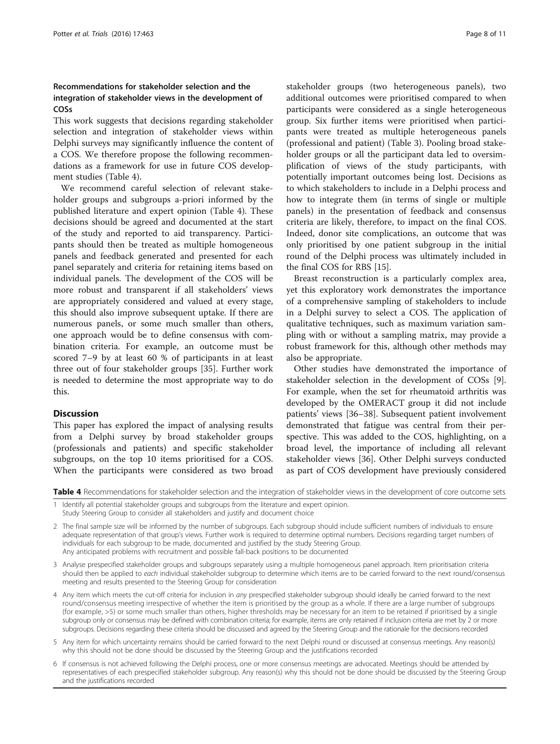### Recommendations for stakeholder selection and the integration of stakeholder views in the development of COSs

This work suggests that decisions regarding stakeholder selection and integration of stakeholder views within Delphi surveys may significantly influence the content of a COS. We therefore propose the following recommendations as a framework for use in future COS development studies (Table 4).

We recommend careful selection of relevant stakeholder groups and subgroups a-priori informed by the published literature and expert opinion (Table 4). These decisions should be agreed and documented at the start of the study and reported to aid transparency. Participants should then be treated as multiple homogeneous panels and feedback generated and presented for each panel separately and criteria for retaining items based on individual panels. The development of the COS will be more robust and transparent if all stakeholders' views are appropriately considered and valued at every stage, this should also improve subsequent uptake. If there are numerous panels, or some much smaller than others, one approach would be to define consensus with combination criteria. For example, an outcome must be scored 7–9 by at least 60 % of participants in at least three out of four stakeholder groups [35]. Further work is needed to determine the most appropriate way to do this.

## Discussion

This paper has explored the impact of analysing results from a Delphi survey by broad stakeholder groups (professionals and patients) and specific stakeholder subgroups, on the top 10 items prioritised for a COS. When the participants were considered as two broad stakeholder groups (two heterogeneous panels), two additional outcomes were prioritised compared to when participants were considered as a single heterogeneous group. Six further items were prioritised when participants were treated as multiple heterogeneous panels (professional and patient) (Table 3). Pooling broad stakeholder groups or all the participant data led to oversimplification of views of the study participants, with potentially important outcomes being lost. Decisions as to which stakeholders to include in a Delphi process and how to integrate them (in terms of single or multiple panels) in the presentation of feedback and consensus criteria are likely, therefore, to impact on the final COS. Indeed, donor site complications, an outcome that was only prioritised by one patient subgroup in the initial round of the Delphi process was ultimately included in the final COS for RBS [15].

Breast reconstruction is a particularly complex area, yet this exploratory work demonstrates the importance of a comprehensive sampling of stakeholders to include in a Delphi survey to select a COS. The application of qualitative techniques, such as maximum variation sampling with or without a sampling matrix, may provide a robust framework for this, although other methods may also be appropriate.

Other studies have demonstrated the importance of stakeholder selection in the development of COSs [9]. For example, when the set for rheumatoid arthritis was developed by the OMERACT group it did not include patients' views [36–38]. Subsequent patient involvement demonstrated that fatigue was central from their perspective. This was added to the COS, highlighting, on a broad level, the importance of including all relevant stakeholder views [36]. Other Delphi surveys conducted as part of COS development have previously considered

**Table 4** Recommendations for stakeholder selection and the integration of stakeholder views in the development of core outcome sets

| | |
|---|---|
| 1 | Identify all potential stakeholder groups and subgroups from the literature and expert opinion. Study Steering Group to consider all stakeholders and justify and document choice |
| 2 | The final sample size will be informed by the number of subgroups. Each subgroup should include sufficient numbers of individuals to ensure adequate representation of that group's views. Further work is required to determine optimal numbers. Decisions regarding target numbers of individuals for each subgroup to be made, documented and justified by the study Steering Group. Any anticipated problems with recruitment and possible fall-back positions to be documented |
| 3 | Analyse prespecified stakeholder groups and subgroups separately using a multiple homogeneous panel approach. Item prioritisation criteria should then be applied to *each* individual stakeholder subgroup to determine which items are to be carried forward to the next round/consensus meeting and results presented to the Steering Group for consideration |
| 4 | Any item which meets the cut-off criteria for inclusion in *any* prespecified stakeholder subgroup should ideally be carried forward to the next round/consensus meeting irrespective of whether the item is prioritised by the group as a whole. If there are a large number of subgroups (for example, >5) or some much smaller than others, higher thresholds may be necessary for an item to be retained if prioritised by a single subgroup only or consensus may be defined with combination criteria; for example, items are only retained if inclusion criteria are met by 2 or more subgroups. Decisions regarding these criteria should be discussed and agreed by the Steering Group and the rationale for the decisions recorded |
| 5 | Any item for which uncertainty remains should be carried forward to the next Delphi round or discussed at consensus meetings. Any reason(s) why this should not be done should be discussed by the Steering Group and the justifications recorded |
| 6 | If consensus is not achieved following the Delphi process, one or more consensus meetings are advocated. Meetings should be attended by representatives of each prespecified stakeholder subgroup. Any reason(s) why this should not be done should be discussed by the Steering Group and the justifications recorded |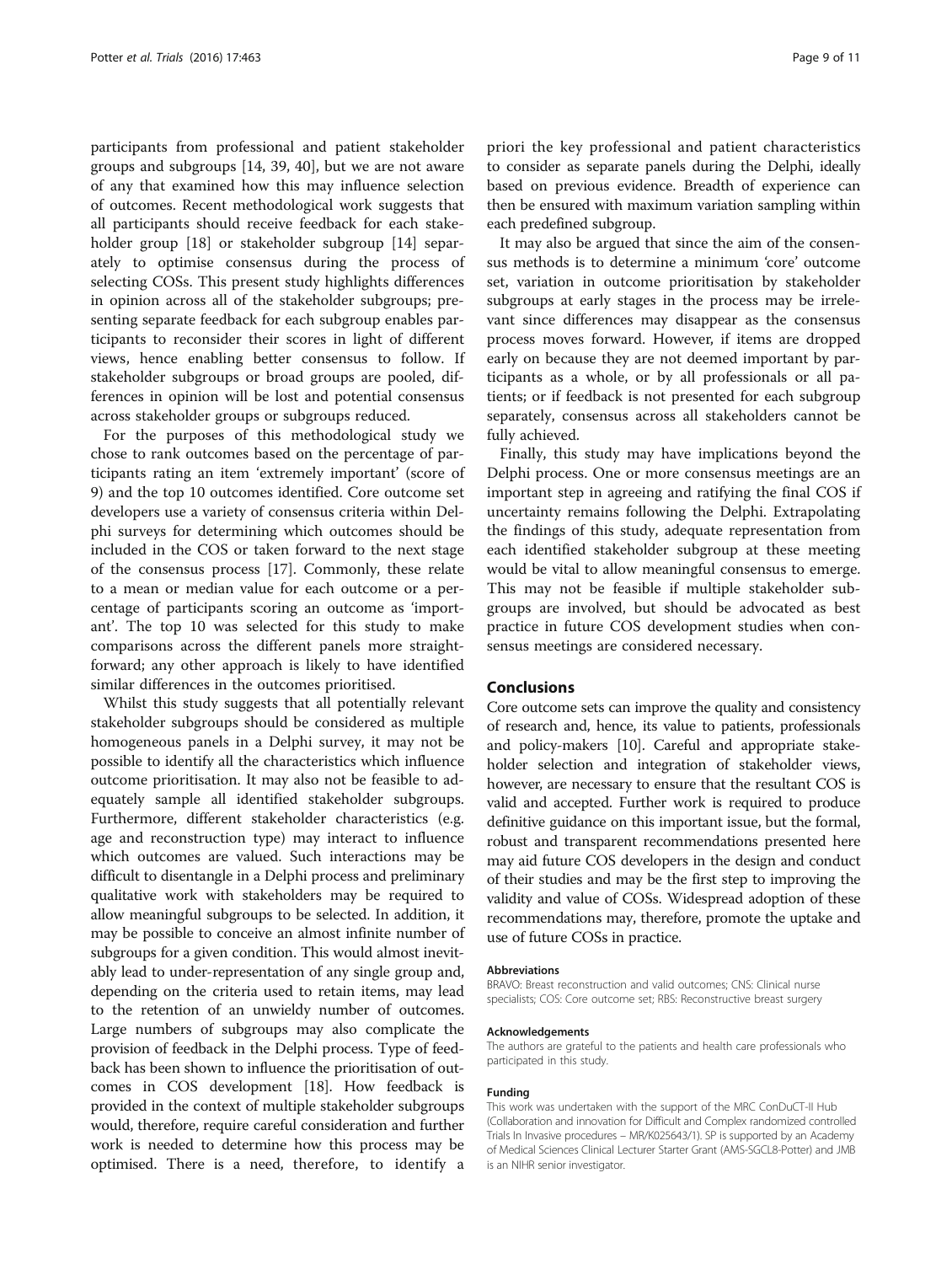participants from professional and patient stakeholder groups and subgroups [14, 39, 40], but we are not aware of any that examined how this may influence selection of outcomes. Recent methodological work suggests that all participants should receive feedback for each stakeholder group [18] or stakeholder subgroup [14] separately to optimise consensus during the process of selecting COSs. This present study highlights differences in opinion across all of the stakeholder subgroups; presenting separate feedback for each subgroup enables participants to reconsider their scores in light of different views, hence enabling better consensus to follow. If stakeholder subgroups or broad groups are pooled, differences in opinion will be lost and potential consensus across stakeholder groups or subgroups reduced.

For the purposes of this methodological study we chose to rank outcomes based on the percentage of participants rating an item 'extremely important' (score of 9) and the top 10 outcomes identified. Core outcome set developers use a variety of consensus criteria within Delphi surveys for determining which outcomes should be included in the COS or taken forward to the next stage of the consensus process [17]. Commonly, these relate to a mean or median value for each outcome or a percentage of participants scoring an outcome as 'important'. The top 10 was selected for this study to make comparisons across the different panels more straightforward; any other approach is likely to have identified similar differences in the outcomes prioritised.

Whilst this study suggests that all potentially relevant stakeholder subgroups should be considered as multiple homogeneous panels in a Delphi survey, it may not be possible to identify all the characteristics which influence outcome prioritisation. It may also not be feasible to adequately sample all identified stakeholder subgroups. Furthermore, different stakeholder characteristics (e.g. age and reconstruction type) may interact to influence which outcomes are valued. Such interactions may be difficult to disentangle in a Delphi process and preliminary qualitative work with stakeholders may be required to allow meaningful subgroups to be selected. In addition, it may be possible to conceive an almost infinite number of subgroups for a given condition. This would almost inevitably lead to under-representation of any single group and, depending on the criteria used to retain items, may lead to the retention of an unwieldy number of outcomes. Large numbers of subgroups may also complicate the provision of feedback in the Delphi process. Type of feedback has been shown to influence the prioritisation of outcomes in COS development [18]. How feedback is provided in the context of multiple stakeholder subgroups would, therefore, require careful consideration and further work is needed to determine how this process may be optimised. There is a need, therefore, to identify a priori the key professional and patient characteristics to consider as separate panels during the Delphi, ideally based on previous evidence. Breadth of experience can then be ensured with maximum variation sampling within each predefined subgroup.

It may also be argued that since the aim of the consensus methods is to determine a minimum 'core' outcome set, variation in outcome prioritisation by stakeholder subgroups at early stages in the process may be irrelevant since differences may disappear as the consensus process moves forward. However, if items are dropped early on because they are not deemed important by participants as a whole, or by all professionals or all patients; or if feedback is not presented for each subgroup separately, consensus across all stakeholders cannot be fully achieved.

Finally, this study may have implications beyond the Delphi process. One or more consensus meetings are an important step in agreeing and ratifying the final COS if uncertainty remains following the Delphi. Extrapolating the findings of this study, adequate representation from each identified stakeholder subgroup at these meeting would be vital to allow meaningful consensus to emerge. This may not be feasible if multiple stakeholder subgroups are involved, but should be advocated as best practice in future COS development studies when consensus meetings are considered necessary.

## Conclusions

Core outcome sets can improve the quality and consistency of research and, hence, its value to patients, professionals and policy-makers [10]. Careful and appropriate stakeholder selection and integration of stakeholder views, however, are necessary to ensure that the resultant COS is valid and accepted. Further work is required to produce definitive guidance on this important issue, but the formal, robust and transparent recommendations presented here may aid future COS developers in the design and conduct of their studies and may be the first step to improving the validity and value of COSs. Widespread adoption of these recommendations may, therefore, promote the uptake and use of future COSs in practice.

#### Abbreviations

BRAVO: Breast reconstruction and valid outcomes; CNS: Clinical nurse specialists; COS: Core outcome set; RBS: Reconstructive breast surgery

#### Acknowledgements

The authors are grateful to the patients and health care professionals who participated in this study.

#### Funding

This work was undertaken with the support of the MRC ConDuCT-II Hub (Collaboration and innovation for Difficult and Complex randomized controlled Trials In Invasive procedures – MR/K025643/1). SP is supported by an Academy of Medical Sciences Clinical Lecturer Starter Grant (AMS-SGCL8-Potter) and JMB is an NIHR senior investigator.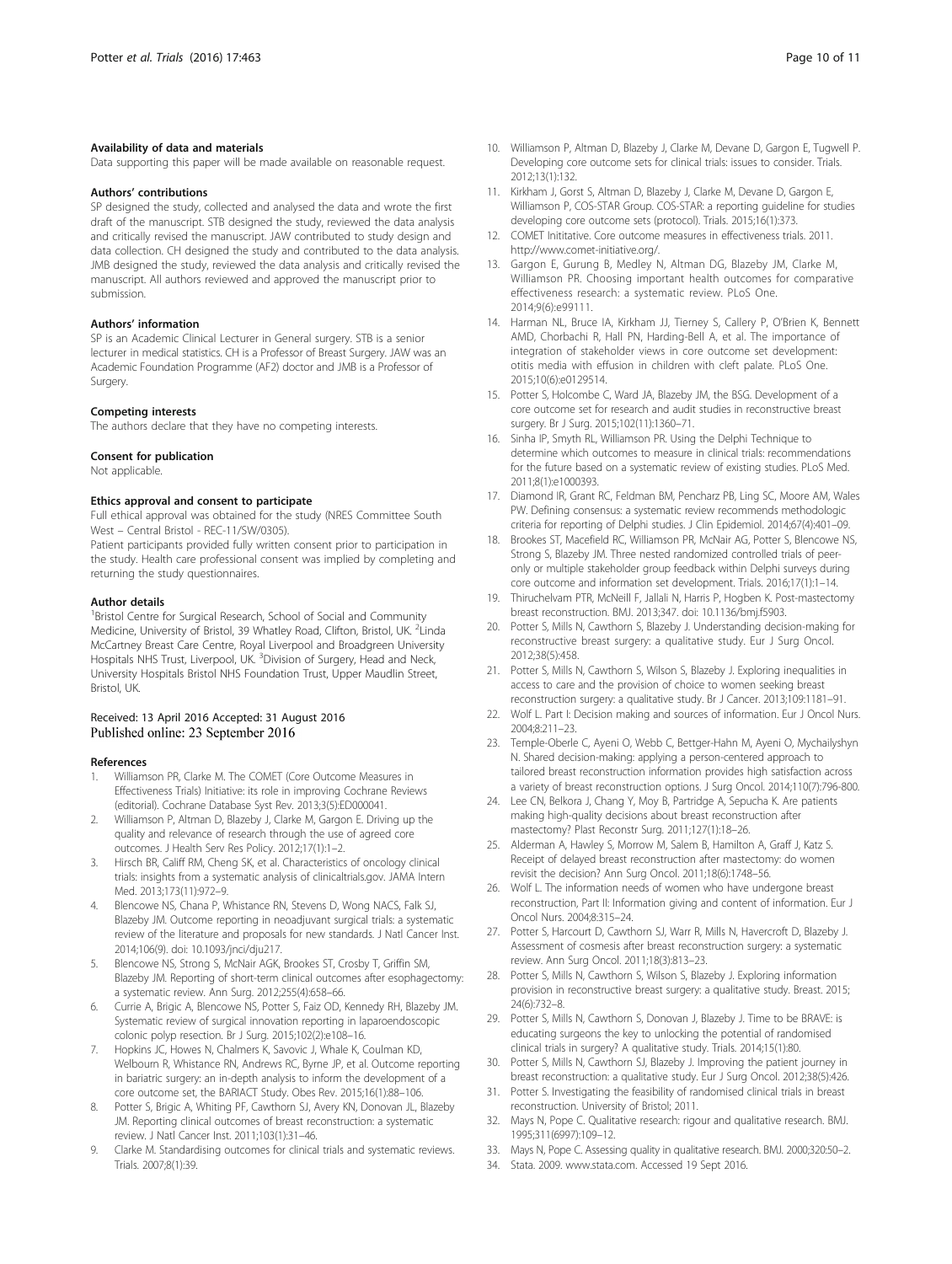#### Availability of data and materials

Data supporting this paper will be made available on reasonable request.

#### Authors' contributions

SP designed the study, collected and analysed the data and wrote the first draft of the manuscript. STB designed the study, reviewed the data analysis and critically revised the manuscript. JAW contributed to study design and data collection. CH designed the study and contributed to the data analysis. JMB designed the study, reviewed the data analysis and critically revised the manuscript. All authors reviewed and approved the manuscript prior to submission.

#### Authors' information

SP is an Academic Clinical Lecturer in General surgery. STB is a senior lecturer in medical statistics. CH is a Professor of Breast Surgery. JAW was an Academic Foundation Programme (AF2) doctor and JMB is a Professor of Surgery.

#### Competing interests

The authors declare that they have no competing interests.

#### Consent for publication

Not applicable.

#### Ethics approval and consent to participate

Full ethical approval was obtained for the study (NRES Committee South West – Central Bristol - REC-11/SW/0305).

Patient participants provided fully written consent prior to participation in the study. Health care professional consent was implied by completing and returning the study questionnaires.

#### Author details

[1]Bristol Centre for Surgical Research, School of Social and Community Medicine, University of Bristol, 39 Whatley Road, Clifton, Bristol, UK. [2]Linda McCartney Breast Care Centre, Royal Liverpool and Broadgreen University Hospitals NHS Trust, Liverpool, UK. [3]Division of Surgery, Head and Neck, University Hospitals Bristol NHS Foundation Trust, Upper Maudlin Street, Bristol, UK.

Received: 13 April 2016 Accepted: 31 August 2016
Published online: 23 September 2016

#### References

1. Williamson PR, Clarke M. The COMET (Core Outcome Measures in Effectiveness Trials) Initiative: its role in improving Cochrane Reviews (editorial). Cochrane Database Syst Rev. 2013;3(5):ED000041.
2. Williamson P, Altman D, Blazeby J, Clarke M, Gargon E. Driving up the quality and relevance of research through the use of agreed core outcomes. J Health Serv Res Policy. 2012;17(1):1–2.
3. Hirsch BR, Califf RM, Cheng SK, et al. Characteristics of oncology clinical trials: insights from a systematic analysis of clinicaltrials.gov. JAMA Intern Med. 2013;173(11):972–9.
4. Blencowe NS, Chana P, Whistance RN, Stevens D, Wong NACS, Falk SJ, Blazeby JM. Outcome reporting in neoadjuvant surgical trials: a systematic review of the literature and proposals for new standards. J Natl Cancer Inst. 2014;106(9). doi: 10.1093/jnci/dju217.
5. Blencowe NS, Strong S, McNair AGK, Brookes ST, Crosby T, Griffin SM, Blazeby JM. Reporting of short-term clinical outcomes after esophagectomy: a systematic review. Ann Surg. 2012;255(4):658–66.
6. Currie A, Brigic A, Blencowe NS, Potter S, Faiz OD, Kennedy RH, Blazeby JM. Systematic review of surgical innovation reporting in laparoendoscopic colonic polyp resection. Br J Surg. 2015;102(2):e108–16.
7. Hopkins JC, Howes N, Chalmers K, Savovic J, Whale K, Coulman KD, Welbourn R, Whistance RN, Andrews RC, Byrne JP, et al. Outcome reporting in bariatric surgery: an in-depth analysis to inform the development of a core outcome set, the BARIACT Study. Obes Rev. 2015;16(1):88–106.
8. Potter S, Brigic A, Whiting PF, Cawthorn SJ, Avery KN, Donovan JL, Blazeby JM. Reporting clinical outcomes of breast reconstruction: a systematic review. J Natl Cancer Inst. 2011;103(1):31–46.
9. Clarke M. Standardising outcomes for clinical trials and systematic reviews. Trials. 2007;8(1):39.
10. Williamson P, Altman D, Blazeby J, Clarke M, Devane D, Gargon E, Tugwell P. Developing core outcome sets for clinical trials: issues to consider. Trials. 2012;13(1):132.
11. Kirkham J, Gorst S, Altman D, Blazeby J, Clarke M, Devane D, Gargon E, Williamson P, COS-STAR Group. COS-STAR: a reporting guideline for studies developing core outcome sets (protocol). Trials. 2015;16(1):373.
12. COMET Inititative. Core outcome measures in effectiveness trials. 2011. http://www.comet-initiative.org/.
13. Gargon E, Gurung B, Medley N, Altman DG, Blazeby JM, Clarke M, Williamson PR. Choosing important health outcomes for comparative effectiveness research: a systematic review. PLoS One. 2014;9(6):e99111.
14. Harman NL, Bruce IA, Kirkham JJ, Tierney S, Callery P, O'Brien K, Bennett AMD, Chorbachi R, Hall PN, Harding-Bell A, et al. The importance of integration of stakeholder views in core outcome set development: otitis media with effusion in children with cleft palate. PLoS One. 2015;10(6):e0129514.
15. Potter S, Holcombe C, Ward JA, Blazeby JM, the BSG. Development of a core outcome set for research and audit studies in reconstructive breast surgery. Br J Surg. 2015;102(11):1360–71.
16. Sinha IP, Smyth RL, Williamson PR. Using the Delphi Technique to determine which outcomes to measure in clinical trials: recommendations for the future based on a systematic review of existing studies. PLoS Med. 2011;8(1):e1000393.
17. Diamond IR, Grant RC, Feldman BM, Pencharz PB, Ling SC, Moore AM, Wales PW. Defining consensus: a systematic review recommends methodologic criteria for reporting of Delphi studies. J Clin Epidemiol. 2014;67(4):401–09.
18. Brookes ST, Macefield RC, Williamson PR, McNair AG, Potter S, Blencowe NS, Strong S, Blazeby JM. Three nested randomized controlled trials of peer-only or multiple stakeholder group feedback within Delphi surveys during core outcome and information set development. Trials. 2016;17(1):1–14.
19. Thiruchelvam PTR, McNeill F, Jallali N, Harris P, Hogben K. Post-mastectomy breast reconstruction. BMJ. 2013;347. doi: 10.1136/bmj.f5903.
20. Potter S, Mills N, Cawthorn S, Blazeby J. Understanding decision-making for reconstructive breast surgery: a qualitative study. Eur J Surg Oncol. 2012;38(5):458.
21. Potter S, Mills N, Cawthorn S, Wilson S, Blazeby J. Exploring inequalities in access to care and the provision of choice to women seeking breast reconstruction surgery: a qualitative study. Br J Cancer. 2013;109:1181–91.
22. Wolf L. Part I: Decision making and sources of information. Eur J Oncol Nurs. 2004;8:211–23.
23. Temple-Oberle C, Ayeni O, Webb C, Bettger-Hahn M, Ayeni O, Mychailyshyn N. Shared decision-making: applying a person-centered approach to tailored breast reconstruction information provides high satisfaction across a variety of breast reconstruction options. J Surg Oncol. 2014;110(7):796-800.
24. Lee CN, Belkora J, Chang Y, Moy B, Partridge A, Sepucha K. Are patients making high-quality decisions about breast reconstruction after mastectomy? Plast Reconstr Surg. 2011;127(1):18–26.
25. Alderman A, Hawley S, Morrow M, Salem B, Hamilton A, Graff J, Katz S. Receipt of delayed breast reconstruction after mastectomy: do women revisit the decision? Ann Surg Oncol. 2011;18(6):1748–56.
26. Wolf L. The information needs of women who have undergone breast reconstruction, Part II: Information giving and content of information. Eur J Oncol Nurs. 2004;8:315–24.
27. Potter S, Harcourt D, Cawthorn SJ, Warr R, Mills N, Havercroft D, Blazeby J. Assessment of cosmesis after breast reconstruction surgery: a systematic review. Ann Surg Oncol. 2011;18(3):813–23.
28. Potter S, Mills N, Cawthorn S, Wilson S, Blazeby J. Exploring information provision in reconstructive breast surgery: a qualitative study. Breast. 2015; 24(6):732–8.
29. Potter S, Mills N, Cawthorn S, Donovan J, Blazeby J. Time to be BRAVE: is educating surgeons the key to unlocking the potential of randomised clinical trials in surgery? A qualitative study. Trials. 2014;15(1):80.
30. Potter S, Mills N, Cawthorn SJ, Blazeby J. Improving the patient journey in breast reconstruction: a qualitative study. Eur J Surg Oncol. 2012;38(5):426.
31. Potter S. Investigating the feasibility of randomised clinical trials in breast reconstruction. University of Bristol; 2011.
32. Mays N, Pope C. Qualitative research: rigour and qualitative research. BMJ. 1995;311(6997):109–12.
33. Mays N, Pope C. Assessing quality in qualitative research. BMJ. 2000;320:50–2.
34. Stata. 2009. www.stata.com. Accessed 19 Sept 2016.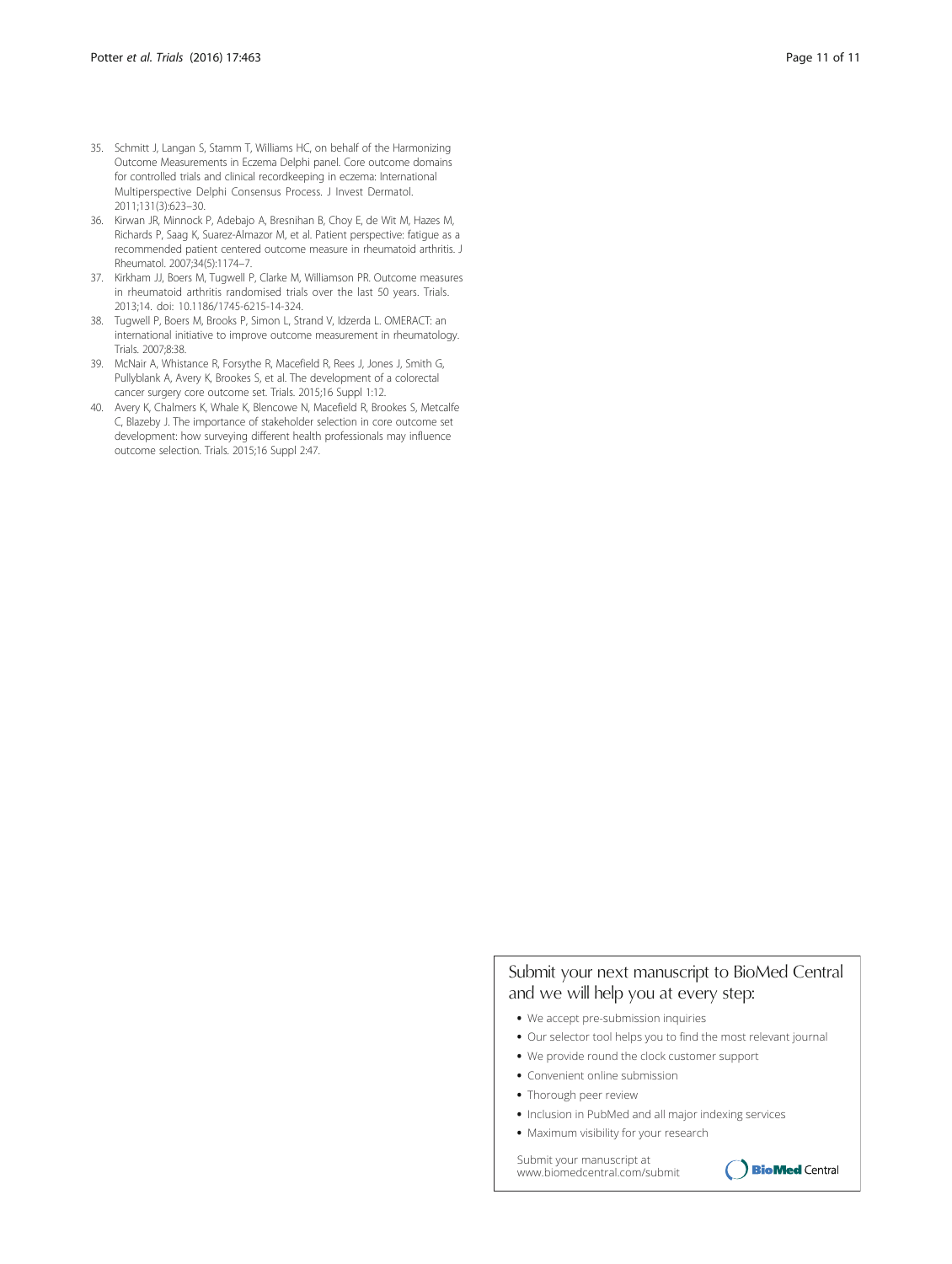35. Schmitt J, Langan S, Stamm T, Williams HC, on behalf of the Harmonizing Outcome Measurements in Eczema Delphi panel. Core outcome domains for controlled trials and clinical recordkeeping in eczema: International Multiperspective Delphi Consensus Process. J Invest Dermatol. 2011;131(3):623–30.
36. Kirwan JR, Minnock P, Adebajo A, Bresnihan B, Choy E, de Wit M, Hazes M, Richards P, Saag K, Suarez-Almazor M, et al. Patient perspective: fatigue as a recommended patient centered outcome measure in rheumatoid arthritis. J Rheumatol. 2007;34(5):1174–7.
37. Kirkham JJ, Boers M, Tugwell P, Clarke M, Williamson PR. Outcome measures in rheumatoid arthritis randomised trials over the last 50 years. Trials. 2013;14. doi: 10.1186/1745-6215-14-324.
38. Tugwell P, Boers M, Brooks P, Simon L, Strand V, Idzerda L. OMERACT: an international initiative to improve outcome measurement in rheumatology. Trials. 2007;8:38.
39. McNair A, Whistance R, Forsythe R, Macefield R, Rees J, Jones J, Smith G, Pullyblank A, Avery K, Brookes S, et al. The development of a colorectal cancer surgery core outcome set. Trials. 2015;16 Suppl 1:12.
40. Avery K, Chalmers K, Whale K, Blencowe N, Macefield R, Brookes S, Metcalfe C, Blazeby J. The importance of stakeholder selection in core outcome set development: how surveying different health professionals may influence outcome selection. Trials. 2015;16 Suppl 2:47.

Submit your next manuscript to BioMed Central and we will help you at every step:

- We accept pre-submission inquiries
- Our selector tool helps you to find the most relevant journal
- We provide round the clock customer support
- Convenient online submission
- Thorough peer review
- Inclusion in PubMed and all major indexing services
- Maximum visibility for your research

Submit your manuscript at www.biomedcentral.com/submit

BioMed Central